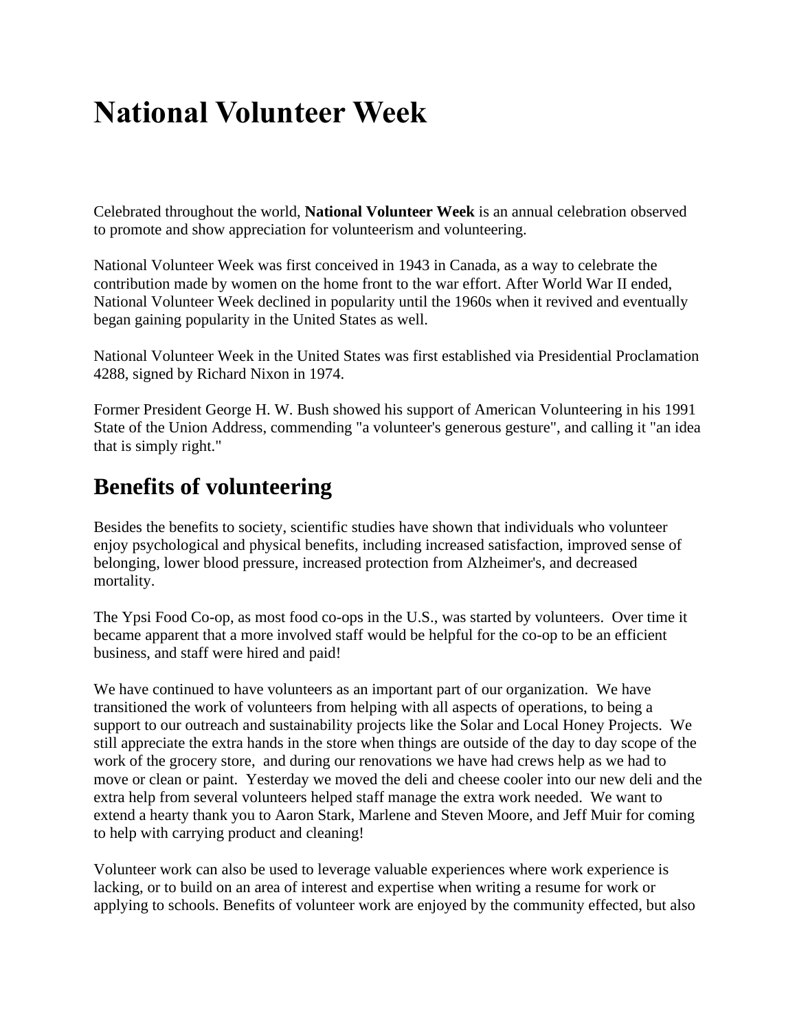# National Volunteer Week

Celebrated throughout the world, **National Volunteer Week** is an annual celebration observed to promote and show appreciation for volunteerism and volunteering.

National Volunteer Week was first conceived in 1943 in Canada, as a way to celebrate the contribution made by women on the home front to the war effort. After World War II ended, National Volunteer Week declined in popularity until the 1960s when it revived and eventually began gaining popularity in the United States as well.

National Volunteer Week in the United States was first established via Presidential Proclamation 4288, signed by Richard Nixon in 1974.

Former President George H. W. Bush showed his support of American Volunteering in his 1991 State of the Union Address, commending "a volunteer's generous gesture", and calling it "an idea that is simply right."

## Benefits of volunteering

Besides the benefits to society, scientific studies have shown that individuals who volunteer enjoy psychological and physical benefits, including increased satisfaction, improved sense of belonging, lower blood pressure, increased protection from Alzheimer's, and decreased mortality.

The Ypsi Food Co-op, as most food co-ops in the U.S., was started by volunteers. Over time it became apparent that a more involved staff would be helpful for the co-op to be an efficient business, and staff were hired and paid!

We have continued to have volunteers as an important part of our organization. We have transitioned the work of volunteers from helping with all aspects of operations, to being a support to our outreach and sustainability projects like the Solar and Local Honey Projects. We still appreciate the extra hands in the store when things are outside of the day to day scope of the work of the grocery store, and during our renovations we have had crews help as we had to move or clean or paint. Yesterday we moved the deli and cheese cooler into our new deli and the extra help from several volunteers helped staff manage the extra work needed. We want to extend a hearty thank you to Aaron Stark, Marlene and Steven Moore, and Jeff Muir for coming to help with carrying product and cleaning!

Volunteer work can also be used to leverage valuable experiences where work experience is lacking, or to build on an area of interest and expertise when writing a resume for work or applying to schools. Benefits of volunteer work are enjoyed by the community effected, but also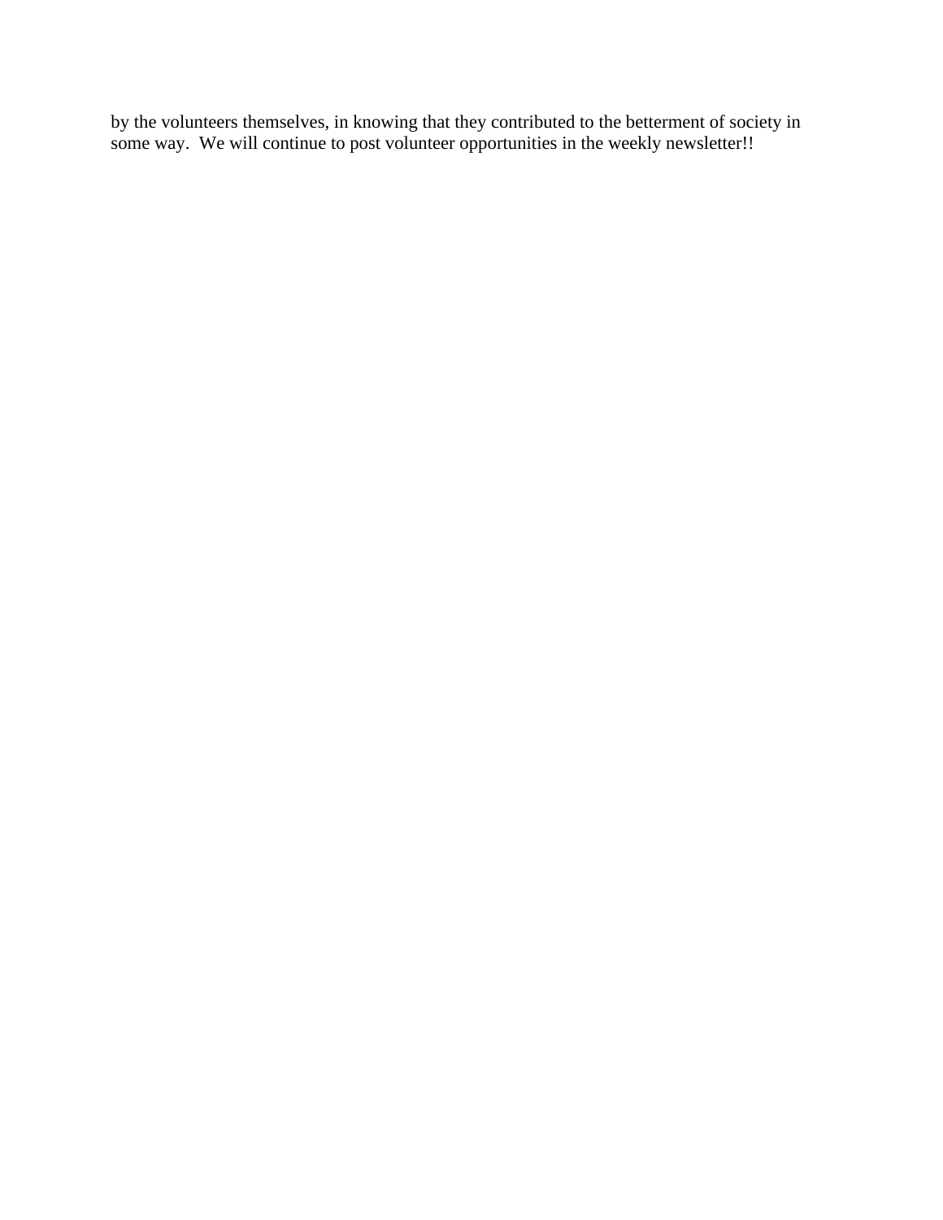by the volunteers themselves, in knowing that they contributed to the betterment of society in some way.  We will continue to post volunteer opportunities in the weekly newsletter!!